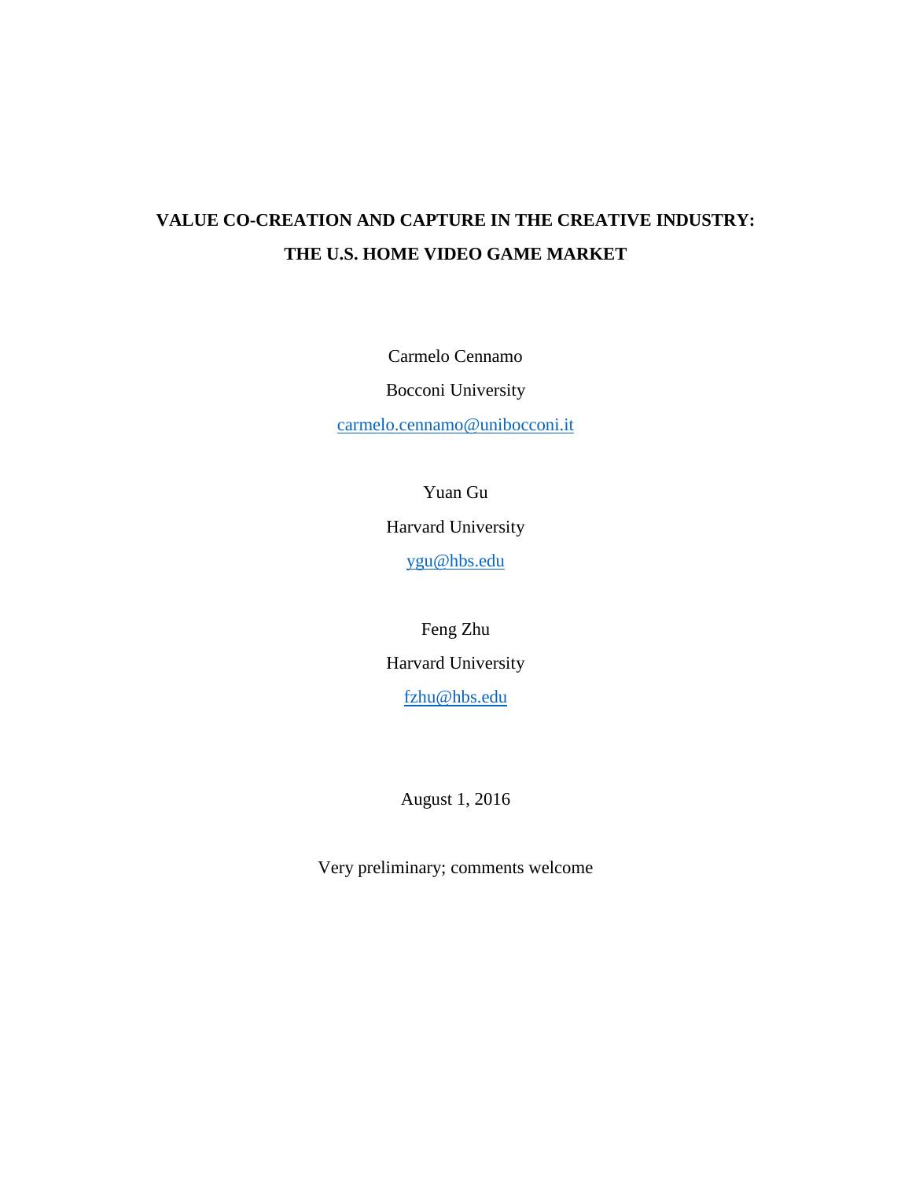# VALUE CO-CREATION AND CAPTURE IN THE CREATIVE INDUSTRY: THE U.S. HOME VIDEO GAME MARKET

Carmelo Cennamo

Bocconi University

carmelo.cennamo@unibocconi.it

Yuan Gu

Harvard University

ygu@hbs.edu

Feng Zhu

Harvard University

fzhu@hbs.edu

August 1, 2016

Very preliminary; comments welcome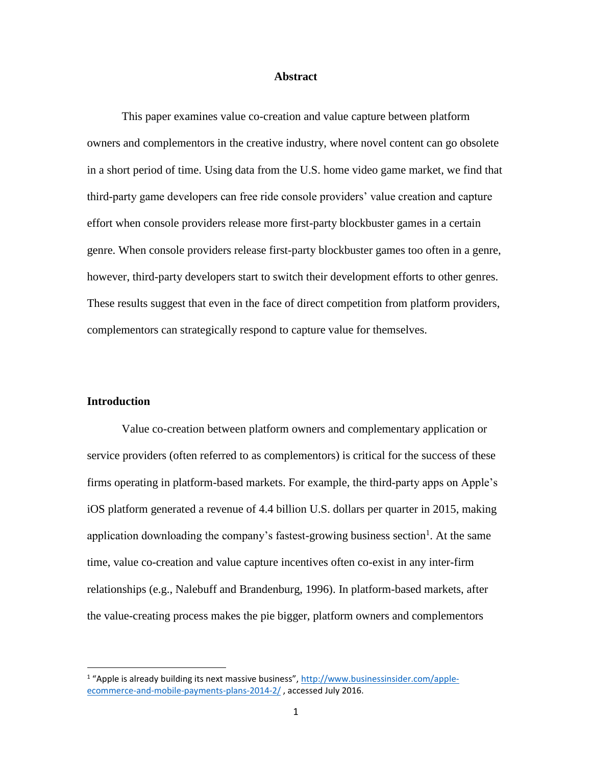## Abstract

This paper examines value co-creation and value capture between platform owners and complementors in the creative industry, where novel content can go obsolete in a short period of time. Using data from the U.S. home video game market, we find that third-party game developers can free ride console providers' value creation and capture effort when console providers release more first-party blockbuster games in a certain genre. When console providers release first-party blockbuster games too often in a genre, however, third-party developers start to switch their development efforts to other genres. These results suggest that even in the face of direct competition from platform providers, complementors can strategically respond to capture value for themselves.

## Introduction

Value co-creation between platform owners and complementary application or service providers (often referred to as complementors) is critical for the success of these firms operating in platform-based markets. For example, the third-party apps on Apple's iOS platform generated a revenue of 4.4 billion U.S. dollars per quarter in 2015, making application downloading the company's fastest-growing business section[1]. At the same time, value co-creation and value capture incentives often co-exist in any inter-firm relationships (e.g., Nalebuff and Brandenburg, 1996). In platform-based markets, after the value-creating process makes the pie bigger, platform owners and complementors

[1] "Apple is already building its next massive business", http://www.businessinsider.com/apple-ecommerce-and-mobile-payments-plans-2014-2/ , accessed July 2016.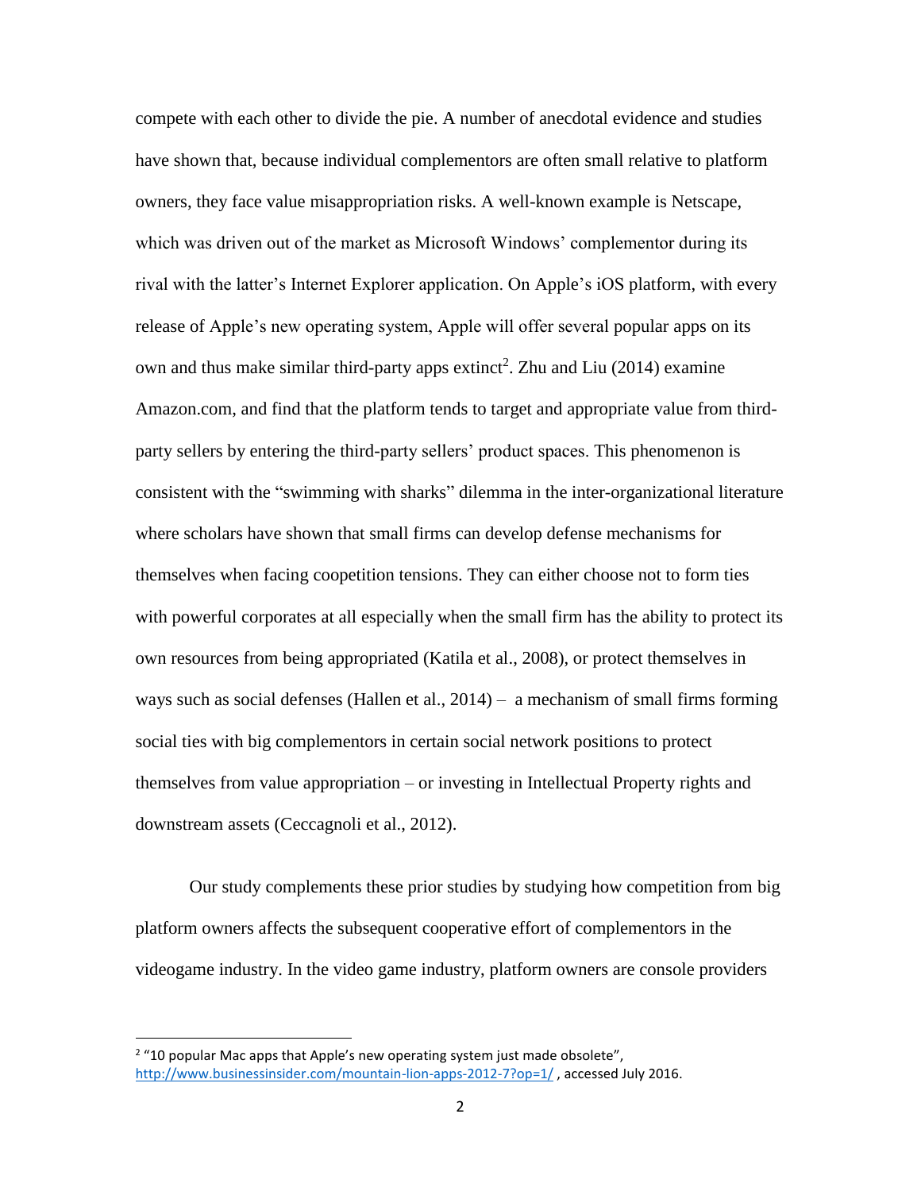compete with each other to divide the pie. A number of anecdotal evidence and studies have shown that, because individual complementors are often small relative to platform owners, they face value misappropriation risks. A well-known example is Netscape, which was driven out of the market as Microsoft Windows' complementor during its rival with the latter's Internet Explorer application. On Apple's iOS platform, with every release of Apple's new operating system, Apple will offer several popular apps on its own and thus make similar third-party apps extinct[2]. Zhu and Liu (2014) examine Amazon.com, and find that the platform tends to target and appropriate value from third-party sellers by entering the third-party sellers' product spaces. This phenomenon is consistent with the "swimming with sharks" dilemma in the inter-organizational literature where scholars have shown that small firms can develop defense mechanisms for themselves when facing coopetition tensions. They can either choose not to form ties with powerful corporates at all especially when the small firm has the ability to protect its own resources from being appropriated (Katila et al., 2008), or protect themselves in ways such as social defenses (Hallen et al., 2014) – a mechanism of small firms forming social ties with big complementors in certain social network positions to protect themselves from value appropriation – or investing in Intellectual Property rights and downstream assets (Ceccagnoli et al., 2012).

Our study complements these prior studies by studying how competition from big platform owners affects the subsequent cooperative effort of complementors in the videogame industry. In the video game industry, platform owners are console providers

[2] "10 popular Mac apps that Apple's new operating system just made obsolete", http://www.businessinsider.com/mountain-lion-apps-2012-7?op=1/ , accessed July 2016.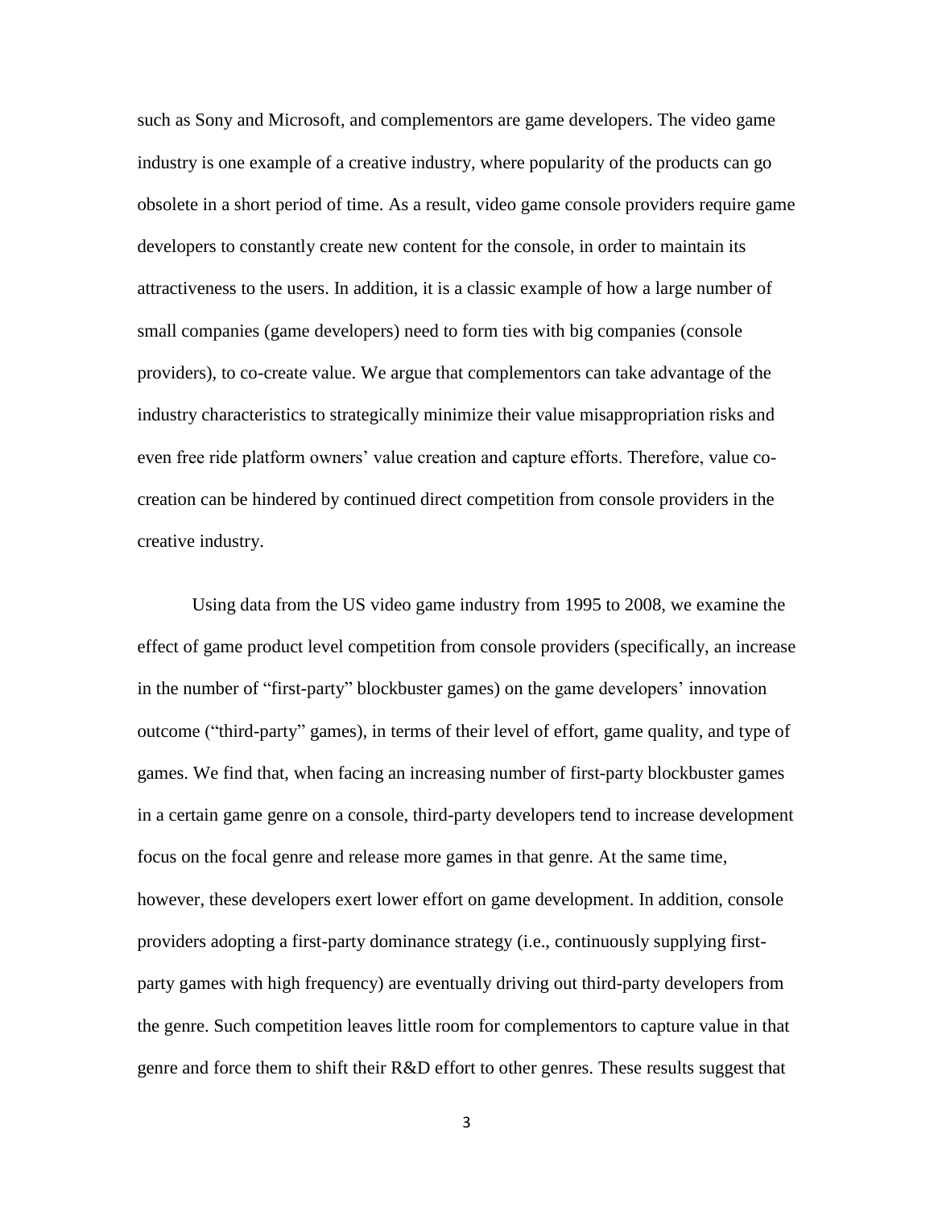such as Sony and Microsoft, and complementors are game developers. The video game industry is one example of a creative industry, where popularity of the products can go obsolete in a short period of time. As a result, video game console providers require game developers to constantly create new content for the console, in order to maintain its attractiveness to the users. In addition, it is a classic example of how a large number of small companies (game developers) need to form ties with big companies (console providers), to co-create value. We argue that complementors can take advantage of the industry characteristics to strategically minimize their value misappropriation risks and even free ride platform owners' value creation and capture efforts. Therefore, value co-creation can be hindered by continued direct competition from console providers in the creative industry.

Using data from the US video game industry from 1995 to 2008, we examine the effect of game product level competition from console providers (specifically, an increase in the number of "first-party" blockbuster games) on the game developers' innovation outcome ("third-party" games), in terms of their level of effort, game quality, and type of games. We find that, when facing an increasing number of first-party blockbuster games in a certain game genre on a console, third-party developers tend to increase development focus on the focal genre and release more games in that genre. At the same time, however, these developers exert lower effort on game development. In addition, console providers adopting a first-party dominance strategy (i.e., continuously supplying first-party games with high frequency) are eventually driving out third-party developers from the genre. Such competition leaves little room for complementors to capture value in that genre and force them to shift their R&D effort to other genres. These results suggest that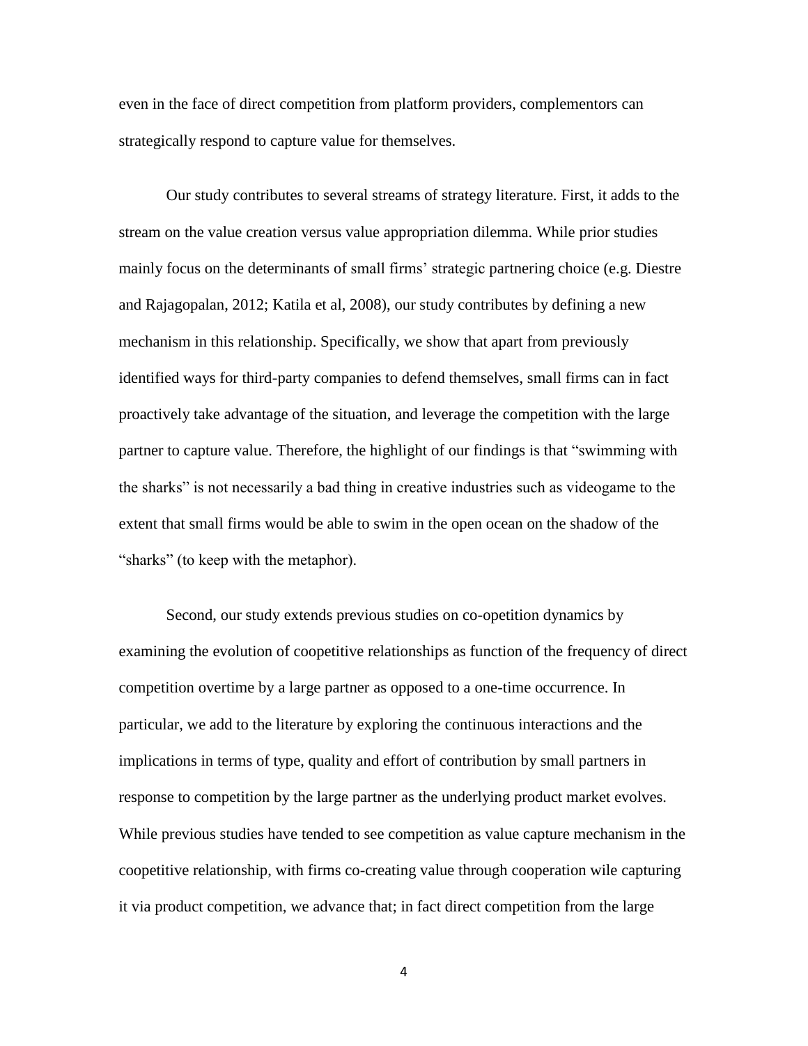even in the face of direct competition from platform providers, complementors can strategically respond to capture value for themselves.

Our study contributes to several streams of strategy literature. First, it adds to the stream on the value creation versus value appropriation dilemma. While prior studies mainly focus on the determinants of small firms' strategic partnering choice (e.g. Diestre and Rajagopalan, 2012; Katila et al, 2008), our study contributes by defining a new mechanism in this relationship. Specifically, we show that apart from previously identified ways for third-party companies to defend themselves, small firms can in fact proactively take advantage of the situation, and leverage the competition with the large partner to capture value. Therefore, the highlight of our findings is that "swimming with the sharks" is not necessarily a bad thing in creative industries such as videogame to the extent that small firms would be able to swim in the open ocean on the shadow of the "sharks" (to keep with the metaphor).

Second, our study extends previous studies on co-opetition dynamics by examining the evolution of coopetitive relationships as function of the frequency of direct competition overtime by a large partner as opposed to a one-time occurrence. In particular, we add to the literature by exploring the continuous interactions and the implications in terms of type, quality and effort of contribution by small partners in response to competition by the large partner as the underlying product market evolves. While previous studies have tended to see competition as value capture mechanism in the coopetitive relationship, with firms co-creating value through cooperation wile capturing it via product competition, we advance that; in fact direct competition from the large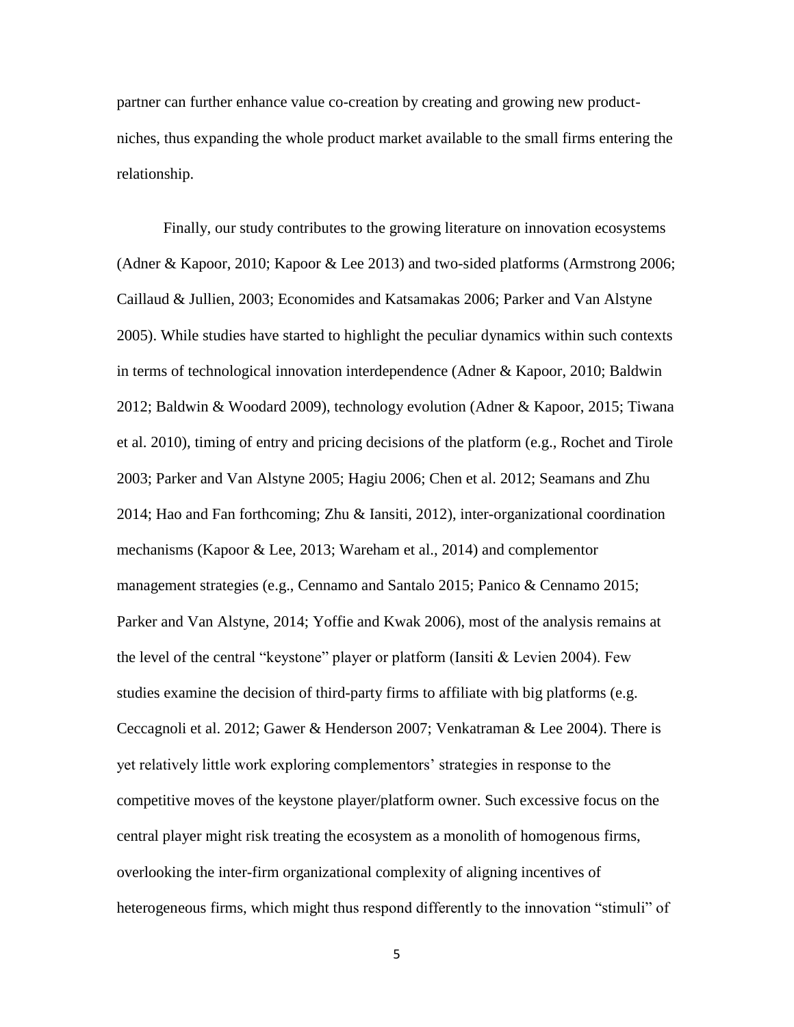partner can further enhance value co-creation by creating and growing new product-niches, thus expanding the whole product market available to the small firms entering the relationship.

Finally, our study contributes to the growing literature on innovation ecosystems (Adner & Kapoor, 2010; Kapoor & Lee 2013) and two-sided platforms (Armstrong 2006; Caillaud & Jullien, 2003; Economides and Katsamakas 2006; Parker and Van Alstyne 2005). While studies have started to highlight the peculiar dynamics within such contexts in terms of technological innovation interdependence (Adner & Kapoor, 2010; Baldwin 2012; Baldwin & Woodard 2009), technology evolution (Adner & Kapoor, 2015; Tiwana et al. 2010), timing of entry and pricing decisions of the platform (e.g., Rochet and Tirole 2003; Parker and Van Alstyne 2005; Hagiu 2006; Chen et al. 2012; Seamans and Zhu 2014; Hao and Fan forthcoming; Zhu & Iansiti, 2012), inter-organizational coordination mechanisms (Kapoor & Lee, 2013; Wareham et al., 2014) and complementor management strategies (e.g., Cennamo and Santalo 2015; Panico & Cennamo 2015; Parker and Van Alstyne, 2014; Yoffie and Kwak 2006), most of the analysis remains at the level of the central "keystone" player or platform (Iansiti & Levien 2004). Few studies examine the decision of third-party firms to affiliate with big platforms (e.g. Ceccagnoli et al. 2012; Gawer & Henderson 2007; Venkatraman & Lee 2004). There is yet relatively little work exploring complementors' strategies in response to the competitive moves of the keystone player/platform owner. Such excessive focus on the central player might risk treating the ecosystem as a monolith of homogenous firms, overlooking the inter-firm organizational complexity of aligning incentives of heterogeneous firms, which might thus respond differently to the innovation "stimuli" of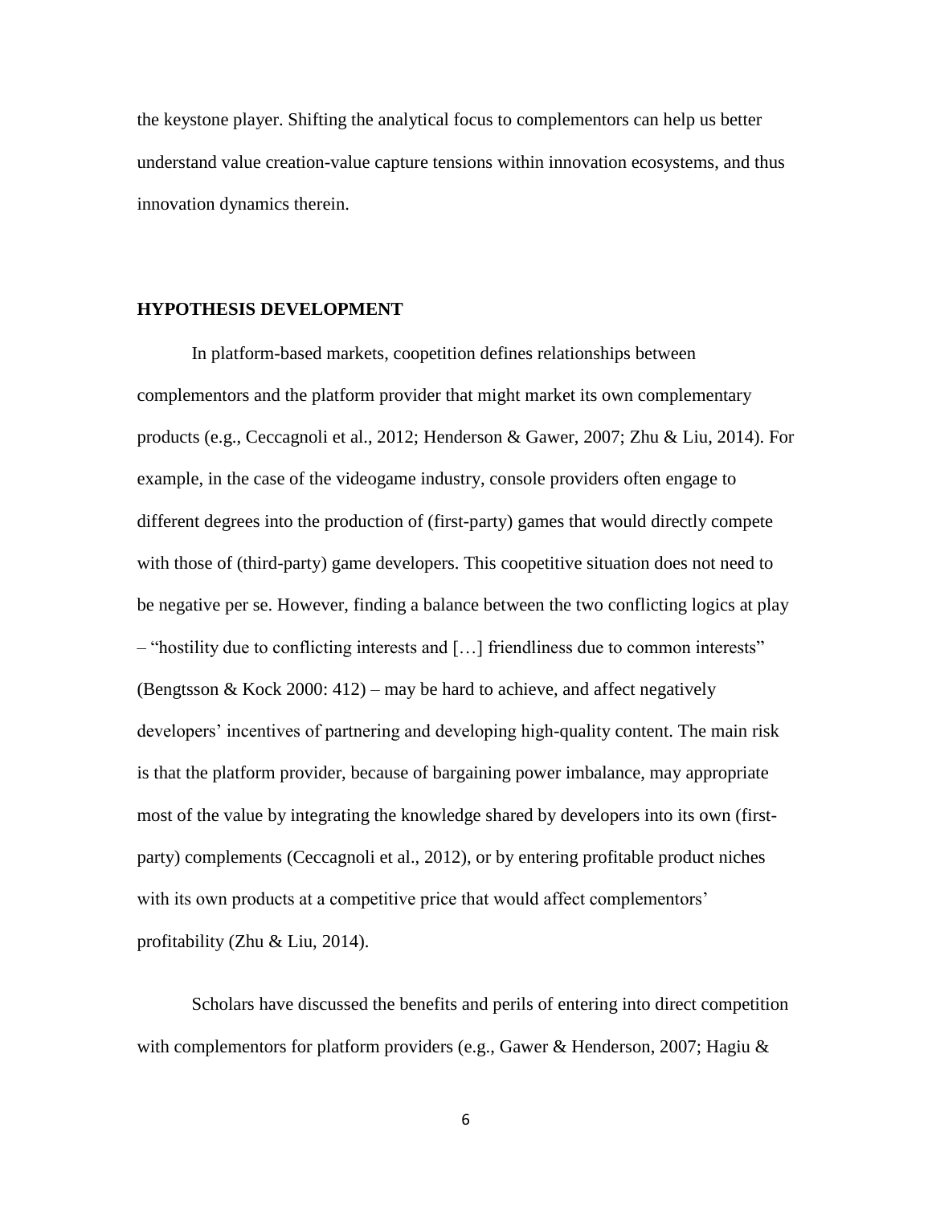the keystone player. Shifting the analytical focus to complementors can help us better understand value creation-value capture tensions within innovation ecosystems, and thus innovation dynamics therein.

## HYPOTHESIS DEVELOPMENT

In platform-based markets, coopetition defines relationships between complementors and the platform provider that might market its own complementary products (e.g., Ceccagnoli et al., 2012; Henderson & Gawer, 2007; Zhu & Liu, 2014). For example, in the case of the videogame industry, console providers often engage to different degrees into the production of (first-party) games that would directly compete with those of (third-party) game developers. This coopetitive situation does not need to be negative per se. However, finding a balance between the two conflicting logics at play – "hostility due to conflicting interests and […] friendliness due to common interests" (Bengtsson & Kock 2000: 412) – may be hard to achieve, and affect negatively developers' incentives of partnering and developing high-quality content. The main risk is that the platform provider, because of bargaining power imbalance, may appropriate most of the value by integrating the knowledge shared by developers into its own (first-party) complements (Ceccagnoli et al., 2012), or by entering profitable product niches with its own products at a competitive price that would affect complementors' profitability (Zhu & Liu, 2014).

Scholars have discussed the benefits and perils of entering into direct competition with complementors for platform providers (e.g., Gawer & Henderson, 2007; Hagiu &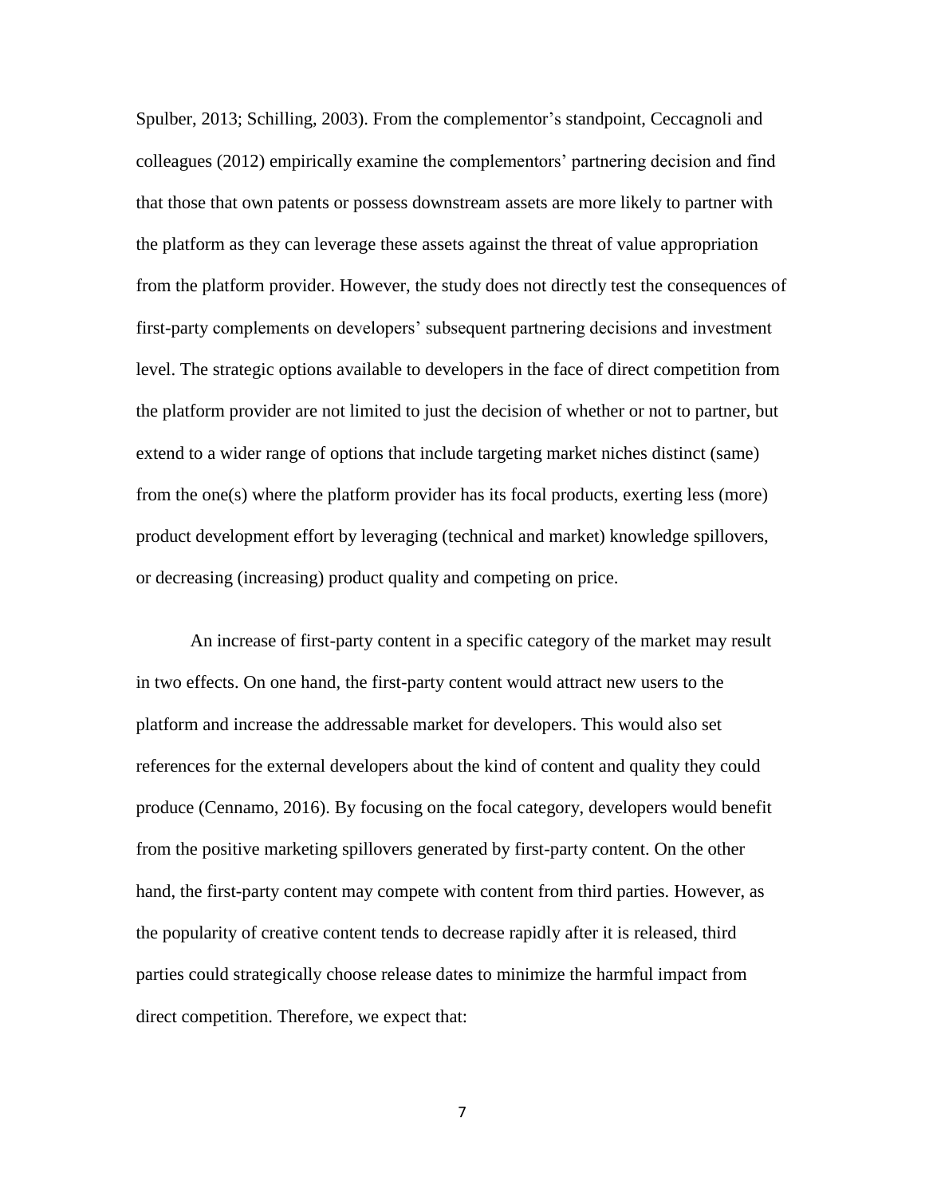Spulber, 2013; Schilling, 2003). From the complementor's standpoint, Ceccagnoli and colleagues (2012) empirically examine the complementors' partnering decision and find that those that own patents or possess downstream assets are more likely to partner with the platform as they can leverage these assets against the threat of value appropriation from the platform provider. However, the study does not directly test the consequences of first-party complements on developers' subsequent partnering decisions and investment level. The strategic options available to developers in the face of direct competition from the platform provider are not limited to just the decision of whether or not to partner, but extend to a wider range of options that include targeting market niches distinct (same) from the one(s) where the platform provider has its focal products, exerting less (more) product development effort by leveraging (technical and market) knowledge spillovers, or decreasing (increasing) product quality and competing on price.

An increase of first-party content in a specific category of the market may result in two effects. On one hand, the first-party content would attract new users to the platform and increase the addressable market for developers. This would also set references for the external developers about the kind of content and quality they could produce (Cennamo, 2016). By focusing on the focal category, developers would benefit from the positive marketing spillovers generated by first-party content. On the other hand, the first-party content may compete with content from third parties. However, as the popularity of creative content tends to decrease rapidly after it is released, third parties could strategically choose release dates to minimize the harmful impact from direct competition. Therefore, we expect that: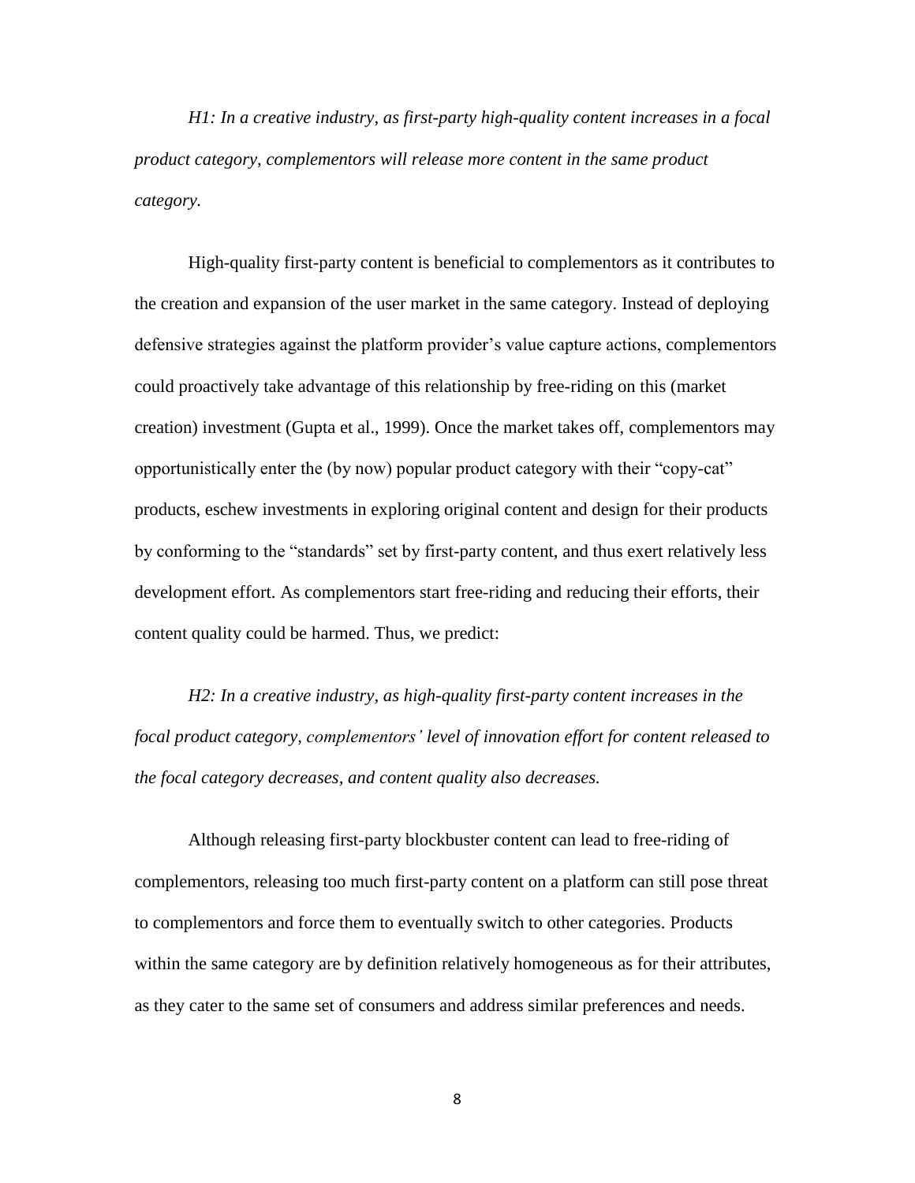*H1: In a creative industry, as first-party high-quality content increases in a focal product category, complementors will release more content in the same product category.*

High-quality first-party content is beneficial to complementors as it contributes to the creation and expansion of the user market in the same category. Instead of deploying defensive strategies against the platform provider's value capture actions, complementors could proactively take advantage of this relationship by free-riding on this (market creation) investment (Gupta et al., 1999). Once the market takes off, complementors may opportunistically enter the (by now) popular product category with their "copy-cat" products, eschew investments in exploring original content and design for their products by conforming to the "standards" set by first-party content, and thus exert relatively less development effort. As complementors start free-riding and reducing their efforts, their content quality could be harmed. Thus, we predict:

*H2: In a creative industry, as high-quality first-party content increases in the focal product category, complementors' level of innovation effort for content released to the focal category decreases, and content quality also decreases.*

Although releasing first-party blockbuster content can lead to free-riding of complementors, releasing too much first-party content on a platform can still pose threat to complementors and force them to eventually switch to other categories. Products within the same category are by definition relatively homogeneous as for their attributes, as they cater to the same set of consumers and address similar preferences and needs.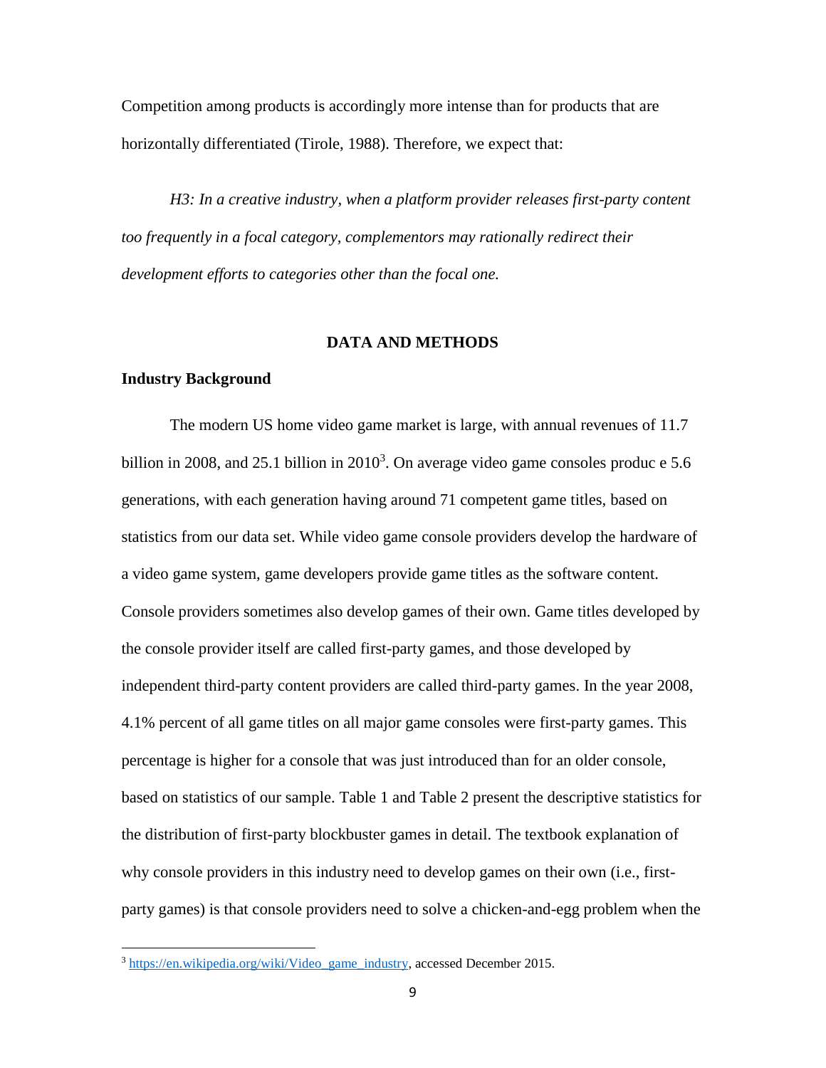Competition among products is accordingly more intense than for products that are horizontally differentiated (Tirole, 1988). Therefore, we expect that:

*H3: In a creative industry, when a platform provider releases first-party content too frequently in a focal category, complementors may rationally redirect their development efforts to categories other than the focal one.*

## DATA AND METHODS

### Industry Background

The modern US home video game market is large, with annual revenues of 11.7 billion in 2008, and 25.1 billion in 2010[3]. On average video game consoles produc e 5.6 generations, with each generation having around 71 competent game titles, based on statistics from our data set. While video game console providers develop the hardware of a video game system, game developers provide game titles as the software content. Console providers sometimes also develop games of their own. Game titles developed by the console provider itself are called first-party games, and those developed by independent third-party content providers are called third-party games. In the year 2008, 4.1% percent of all game titles on all major game consoles were first-party games. This percentage is higher for a console that was just introduced than for an older console, based on statistics of our sample. Table 1 and Table 2 present the descriptive statistics for the distribution of first-party blockbuster games in detail. The textbook explanation of why console providers in this industry need to develop games on their own (i.e., first-party games) is that console providers need to solve a chicken-and-egg problem when the

[3] https://en.wikipedia.org/wiki/Video_game_industry, accessed December 2015.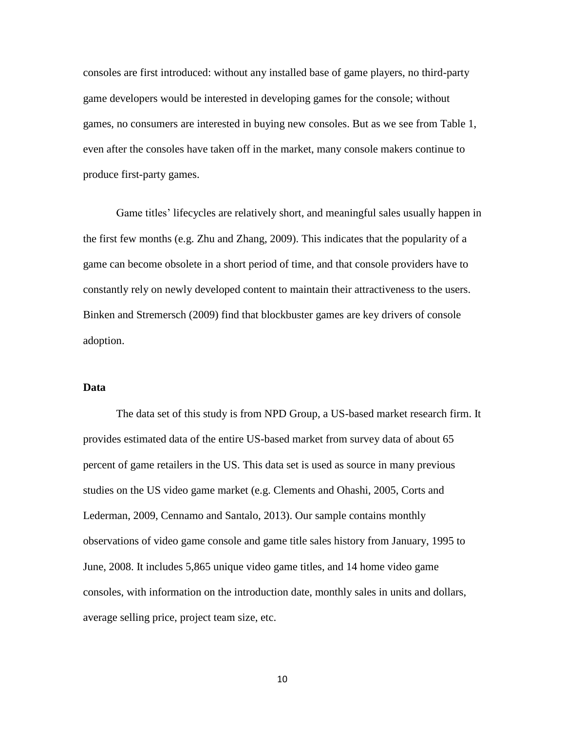consoles are first introduced: without any installed base of game players, no third-party game developers would be interested in developing games for the console; without games, no consumers are interested in buying new consoles. But as we see from Table 1, even after the consoles have taken off in the market, many console makers continue to produce first-party games.

Game titles' lifecycles are relatively short, and meaningful sales usually happen in the first few months (e.g. Zhu and Zhang, 2009). This indicates that the popularity of a game can become obsolete in a short period of time, and that console providers have to constantly rely on newly developed content to maintain their attractiveness to the users. Binken and Stremersch (2009) find that blockbuster games are key drivers of console adoption.

**Data**

The data set of this study is from NPD Group, a US-based market research firm. It provides estimated data of the entire US-based market from survey data of about 65 percent of game retailers in the US. This data set is used as source in many previous studies on the US video game market (e.g. Clements and Ohashi, 2005, Corts and Lederman, 2009, Cennamo and Santalo, 2013). Our sample contains monthly observations of video game console and game title sales history from January, 1995 to June, 2008. It includes 5,865 unique video game titles, and 14 home video game consoles, with information on the introduction date, monthly sales in units and dollars, average selling price, project team size, etc.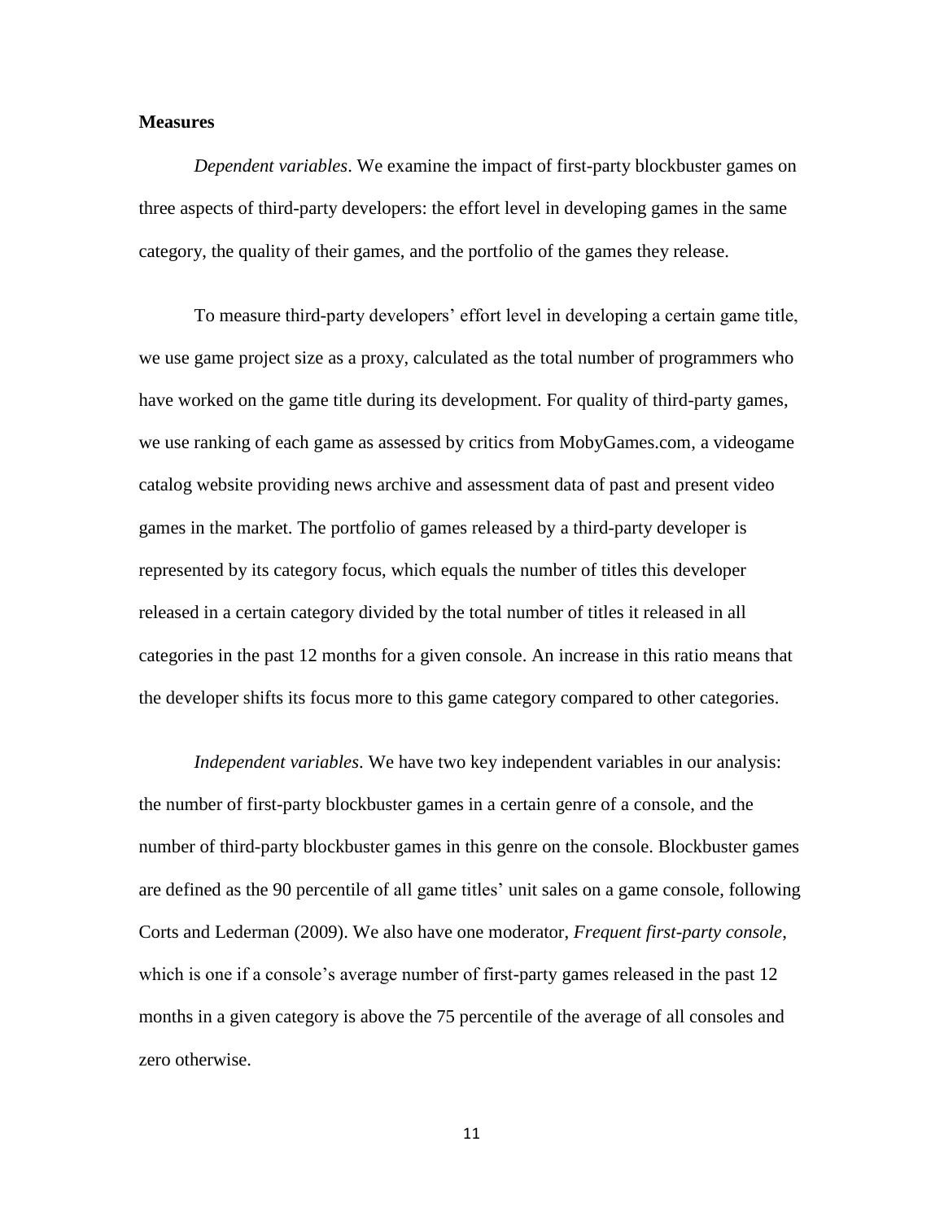**Measures**

*Dependent variables*. We examine the impact of first-party blockbuster games on three aspects of third-party developers: the effort level in developing games in the same category, the quality of their games, and the portfolio of the games they release.

To measure third-party developers' effort level in developing a certain game title, we use game project size as a proxy, calculated as the total number of programmers who have worked on the game title during its development. For quality of third-party games, we use ranking of each game as assessed by critics from MobyGames.com, a videogame catalog website providing news archive and assessment data of past and present video games in the market. The portfolio of games released by a third-party developer is represented by its category focus, which equals the number of titles this developer released in a certain category divided by the total number of titles it released in all categories in the past 12 months for a given console. An increase in this ratio means that the developer shifts its focus more to this game category compared to other categories.

*Independent variables*. We have two key independent variables in our analysis: the number of first-party blockbuster games in a certain genre of a console, and the number of third-party blockbuster games in this genre on the console. Blockbuster games are defined as the 90 percentile of all game titles' unit sales on a game console, following Corts and Lederman (2009). We also have one moderator, *Frequent first-party console*, which is one if a console's average number of first-party games released in the past 12 months in a given category is above the 75 percentile of the average of all consoles and zero otherwise.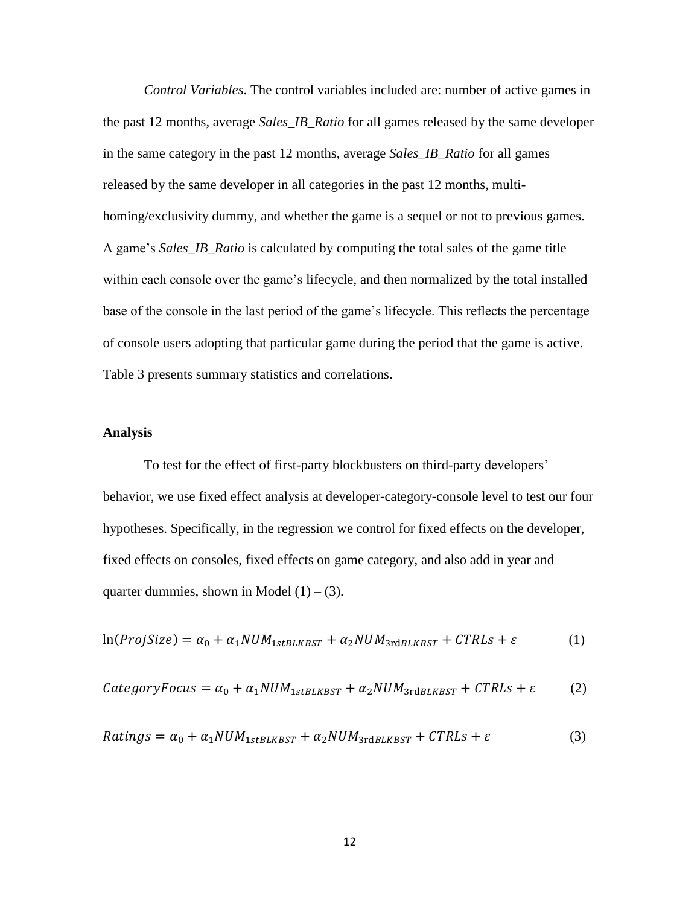*Control Variables*. The control variables included are: number of active games in the past 12 months, average *Sales_IB_Ratio* for all games released by the same developer in the same category in the past 12 months, average *Sales_IB_Ratio* for all games released by the same developer in all categories in the past 12 months, multi-homing/exclusivity dummy, and whether the game is a sequel or not to previous games. A game's *Sales_IB_Ratio* is calculated by computing the total sales of the game title within each console over the game's lifecycle, and then normalized by the total installed base of the console in the last period of the game's lifecycle. This reflects the percentage of console users adopting that particular game during the period that the game is active. Table 3 presents summary statistics and correlations.

**Analysis**

To test for the effect of first-party blockbusters on third-party developers' behavior, we use fixed effect analysis at developer-category-console level to test our four hypotheses. Specifically, in the regression we control for fixed effects on the developer, fixed effects on consoles, fixed effects on game category, and also add in year and quarter dummies, shown in Model (1) – (3).

$$\ln(ProjSize) = \alpha_0 + \alpha_1 NUM_{1stBLKBST} + \alpha_2 NUM_{3\mathrm{rd}BLKBST} + CTRLs + \varepsilon \tag{1}$$

$$CategoryFocus = \alpha_0 + \alpha_1 NUM_{1stBLKBST} + \alpha_2 NUM_{3\mathrm{rd}BLKBST} + CTRLs + \varepsilon \tag{2}$$

$$Ratings = \alpha_0 + \alpha_1 NUM_{1stBLKBST} + \alpha_2 NUM_{3\mathrm{rd}BLKBST} + CTRLs + \varepsilon \tag{3}$$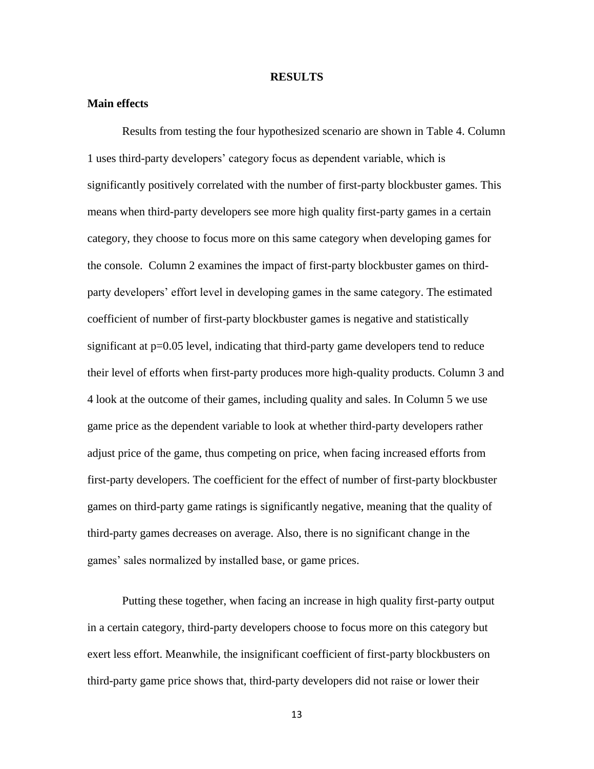# RESULTS

## Main effects

Results from testing the four hypothesized scenario are shown in Table 4. Column 1 uses third-party developers' category focus as dependent variable, which is significantly positively correlated with the number of first-party blockbuster games. This means when third-party developers see more high quality first-party games in a certain category, they choose to focus more on this same category when developing games for the console. Column 2 examines the impact of first-party blockbuster games on third-party developers' effort level in developing games in the same category. The estimated coefficient of number of first-party blockbuster games is negative and statistically significant at $p=0.05$ level, indicating that third-party game developers tend to reduce their level of efforts when first-party produces more high-quality products. Column 3 and 4 look at the outcome of their games, including quality and sales. In Column 5 we use game price as the dependent variable to look at whether third-party developers rather adjust price of the game, thus competing on price, when facing increased efforts from first-party developers. The coefficient for the effect of number of first-party blockbuster games on third-party game ratings is significantly negative, meaning that the quality of third-party games decreases on average. Also, there is no significant change in the games' sales normalized by installed base, or game prices.

Putting these together, when facing an increase in high quality first-party output in a certain category, third-party developers choose to focus more on this category but exert less effort. Meanwhile, the insignificant coefficient of first-party blockbusters on third-party game price shows that, third-party developers did not raise or lower their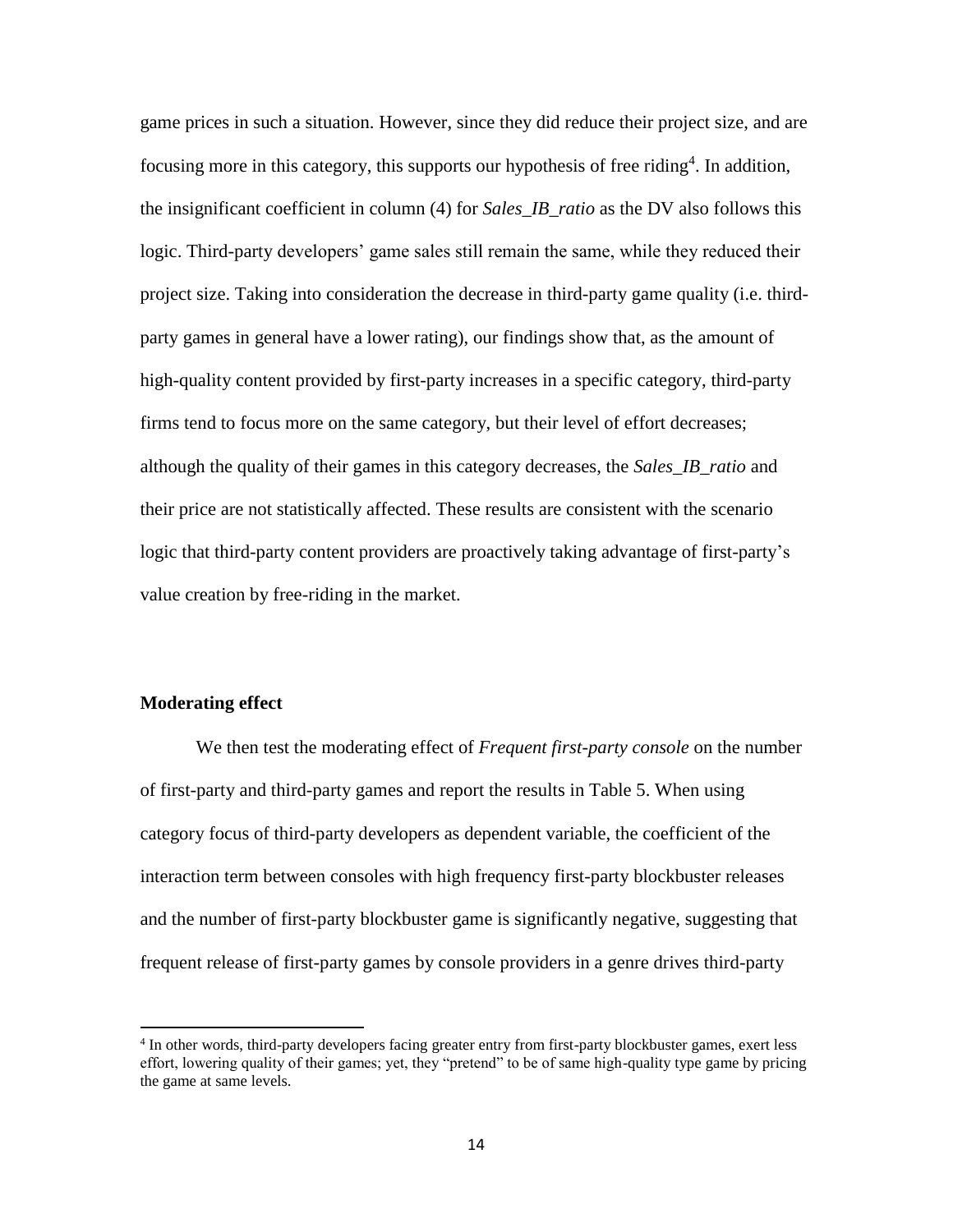game prices in such a situation. However, since they did reduce their project size, and are focusing more in this category, this supports our hypothesis of free riding[4]. In addition, the insignificant coefficient in column (4) for *Sales_IB_ratio* as the DV also follows this logic. Third-party developers' game sales still remain the same, while they reduced their project size. Taking into consideration the decrease in third-party game quality (i.e. third-party games in general have a lower rating), our findings show that, as the amount of high-quality content provided by first-party increases in a specific category, third-party firms tend to focus more on the same category, but their level of effort decreases; although the quality of their games in this category decreases, the *Sales_IB_ratio* and their price are not statistically affected. These results are consistent with the scenario logic that third-party content providers are proactively taking advantage of first-party's value creation by free-riding in the market.

### Moderating effect

We then test the moderating effect of *Frequent first-party console* on the number of first-party and third-party games and report the results in Table 5. When using category focus of third-party developers as dependent variable, the coefficient of the interaction term between consoles with high frequency first-party blockbuster releases and the number of first-party blockbuster game is significantly negative, suggesting that frequent release of first-party games by console providers in a genre drives third-party

---

[4] In other words, third-party developers facing greater entry from first-party blockbuster games, exert less effort, lowering quality of their games; yet, they "pretend" to be of same high-quality type game by pricing the game at same levels.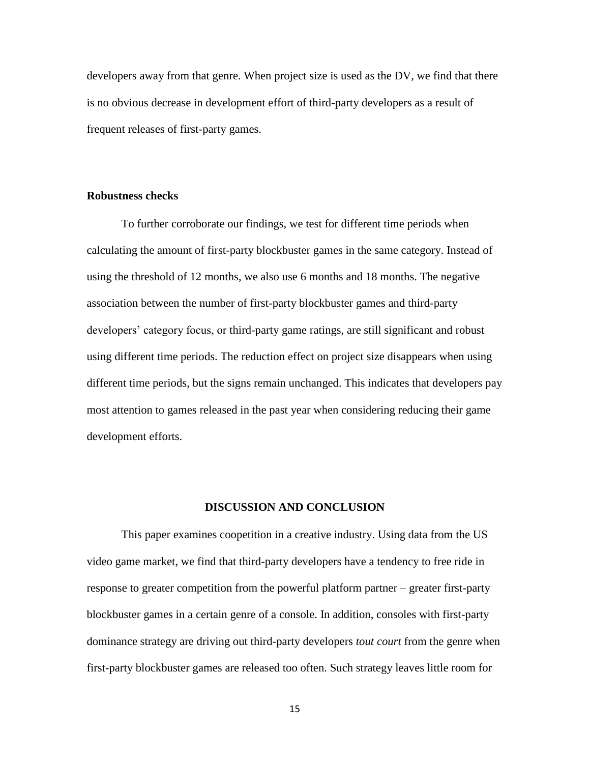developers away from that genre. When project size is used as the DV, we find that there is no obvious decrease in development effort of third-party developers as a result of frequent releases of first-party games.

### Robustness checks

To further corroborate our findings, we test for different time periods when calculating the amount of first-party blockbuster games in the same category. Instead of using the threshold of 12 months, we also use 6 months and 18 months. The negative association between the number of first-party blockbuster games and third-party developers' category focus, or third-party game ratings, are still significant and robust using different time periods. The reduction effect on project size disappears when using different time periods, but the signs remain unchanged. This indicates that developers pay most attention to games released in the past year when considering reducing their game development efforts.

## DISCUSSION AND CONCLUSION

This paper examines coopetition in a creative industry. Using data from the US video game market, we find that third-party developers have a tendency to free ride in response to greater competition from the powerful platform partner – greater first-party blockbuster games in a certain genre of a console. In addition, consoles with first-party dominance strategy are driving out third-party developers *tout court* from the genre when first-party blockbuster games are released too often. Such strategy leaves little room for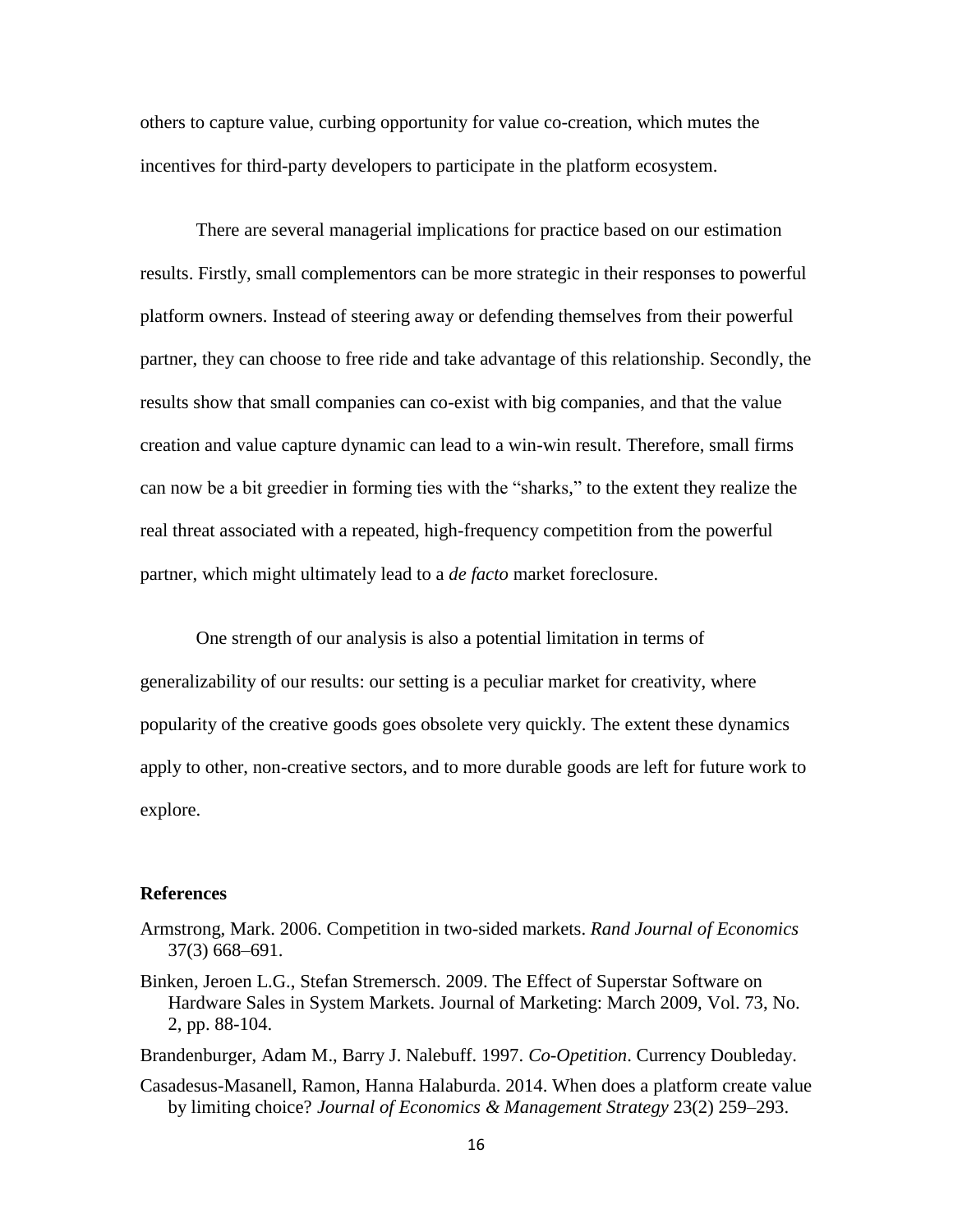others to capture value, curbing opportunity for value co-creation, which mutes the incentives for third-party developers to participate in the platform ecosystem.

There are several managerial implications for practice based on our estimation results. Firstly, small complementors can be more strategic in their responses to powerful platform owners. Instead of steering away or defending themselves from their powerful partner, they can choose to free ride and take advantage of this relationship. Secondly, the results show that small companies can co-exist with big companies, and that the value creation and value capture dynamic can lead to a win-win result. Therefore, small firms can now be a bit greedier in forming ties with the "sharks," to the extent they realize the real threat associated with a repeated, high-frequency competition from the powerful partner, which might ultimately lead to a *de facto* market foreclosure.

One strength of our analysis is also a potential limitation in terms of generalizability of our results: our setting is a peculiar market for creativity, where popularity of the creative goods goes obsolete very quickly. The extent these dynamics apply to other, non-creative sectors, and to more durable goods are left for future work to explore.

## References

Armstrong, Mark. 2006. Competition in two-sided markets. *Rand Journal of Economics* 37(3) 668–691.

Binken, Jeroen L.G., Stefan Stremersch. 2009. The Effect of Superstar Software on Hardware Sales in System Markets. Journal of Marketing: March 2009, Vol. 73, No. 2, pp. 88-104.

Brandenburger, Adam M., Barry J. Nalebuff. 1997. *Co-Opetition*. Currency Doubleday.

Casadesus-Masanell, Ramon, Hanna Halaburda. 2014. When does a platform create value by limiting choice? *Journal of Economics & Management Strategy* 23(2) 259–293.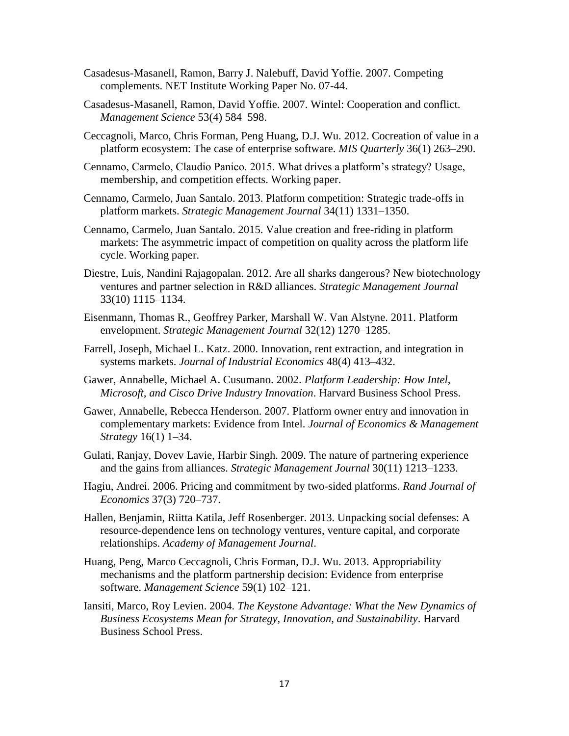Casadesus-Masanell, Ramon, Barry J. Nalebuff, David Yoffie. 2007. Competing complements. NET Institute Working Paper No. 07-44.

Casadesus-Masanell, Ramon, David Yoffie. 2007. Wintel: Cooperation and conflict. *Management Science* 53(4) 584–598.

Ceccagnoli, Marco, Chris Forman, Peng Huang, D.J. Wu. 2012. Cocreation of value in a platform ecosystem: The case of enterprise software. *MIS Quarterly* 36(1) 263–290.

Cennamo, Carmelo, Claudio Panico. 2015. What drives a platform's strategy? Usage, membership, and competition effects. Working paper.

Cennamo, Carmelo, Juan Santalo. 2013. Platform competition: Strategic trade-offs in platform markets. *Strategic Management Journal* 34(11) 1331–1350.

Cennamo, Carmelo, Juan Santalo. 2015. Value creation and free-riding in platform markets: The asymmetric impact of competition on quality across the platform life cycle. Working paper.

Diestre, Luis, Nandini Rajagopalan. 2012. Are all sharks dangerous? New biotechnology ventures and partner selection in R&D alliances. *Strategic Management Journal* 33(10) 1115–1134.

Eisenmann, Thomas R., Geoffrey Parker, Marshall W. Van Alstyne. 2011. Platform envelopment. *Strategic Management Journal* 32(12) 1270–1285.

Farrell, Joseph, Michael L. Katz. 2000. Innovation, rent extraction, and integration in systems markets. *Journal of Industrial Economics* 48(4) 413–432.

Gawer, Annabelle, Michael A. Cusumano. 2002. *Platform Leadership: How Intel, Microsoft, and Cisco Drive Industry Innovation*. Harvard Business School Press.

Gawer, Annabelle, Rebecca Henderson. 2007. Platform owner entry and innovation in complementary markets: Evidence from Intel. *Journal of Economics & Management Strategy* 16(1) 1–34.

Gulati, Ranjay, Dovev Lavie, Harbir Singh. 2009. The nature of partnering experience and the gains from alliances. *Strategic Management Journal* 30(11) 1213–1233.

Hagiu, Andrei. 2006. Pricing and commitment by two-sided platforms. *Rand Journal of Economics* 37(3) 720–737.

Hallen, Benjamin, Riitta Katila, Jeff Rosenberger. 2013. Unpacking social defenses: A resource-dependence lens on technology ventures, venture capital, and corporate relationships. *Academy of Management Journal*.

Huang, Peng, Marco Ceccagnoli, Chris Forman, D.J. Wu. 2013. Appropriability mechanisms and the platform partnership decision: Evidence from enterprise software. *Management Science* 59(1) 102–121.

Iansiti, Marco, Roy Levien. 2004. *The Keystone Advantage: What the New Dynamics of Business Ecosystems Mean for Strategy, Innovation, and Sustainability*. Harvard Business School Press.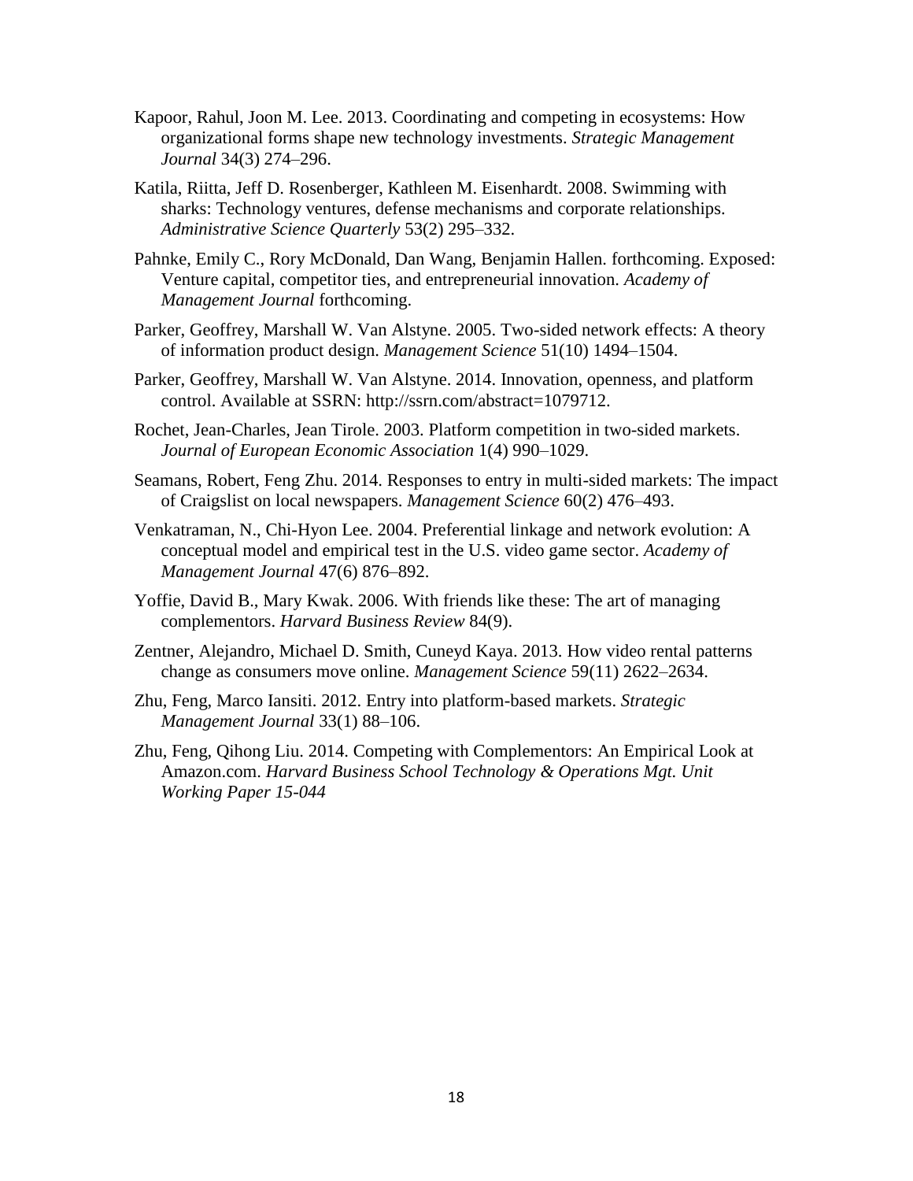Kapoor, Rahul, Joon M. Lee. 2013. Coordinating and competing in ecosystems: How organizational forms shape new technology investments. *Strategic Management Journal* 34(3) 274–296.

Katila, Riitta, Jeff D. Rosenberger, Kathleen M. Eisenhardt. 2008. Swimming with sharks: Technology ventures, defense mechanisms and corporate relationships. *Administrative Science Quarterly* 53(2) 295–332.

Pahnke, Emily C., Rory McDonald, Dan Wang, Benjamin Hallen. forthcoming. Exposed: Venture capital, competitor ties, and entrepreneurial innovation. *Academy of Management Journal* forthcoming.

Parker, Geoffrey, Marshall W. Van Alstyne. 2005. Two-sided network effects: A theory of information product design. *Management Science* 51(10) 1494–1504.

Parker, Geoffrey, Marshall W. Van Alstyne. 2014. Innovation, openness, and platform control. Available at SSRN: http://ssrn.com/abstract=1079712.

Rochet, Jean-Charles, Jean Tirole. 2003. Platform competition in two-sided markets. *Journal of European Economic Association* 1(4) 990–1029.

Seamans, Robert, Feng Zhu. 2014. Responses to entry in multi-sided markets: The impact of Craigslist on local newspapers. *Management Science* 60(2) 476–493.

Venkatraman, N., Chi-Hyon Lee. 2004. Preferential linkage and network evolution: A conceptual model and empirical test in the U.S. video game sector. *Academy of Management Journal* 47(6) 876–892.

Yoffie, David B., Mary Kwak. 2006. With friends like these: The art of managing complementors. *Harvard Business Review* 84(9).

Zentner, Alejandro, Michael D. Smith, Cuneyd Kaya. 2013. How video rental patterns change as consumers move online. *Management Science* 59(11) 2622–2634.

Zhu, Feng, Marco Iansiti. 2012. Entry into platform-based markets. *Strategic Management Journal* 33(1) 88–106.

Zhu, Feng, Qihong Liu. 2014. Competing with Complementors: An Empirical Look at Amazon.com. *Harvard Business School Technology & Operations Mgt. Unit Working Paper 15-044*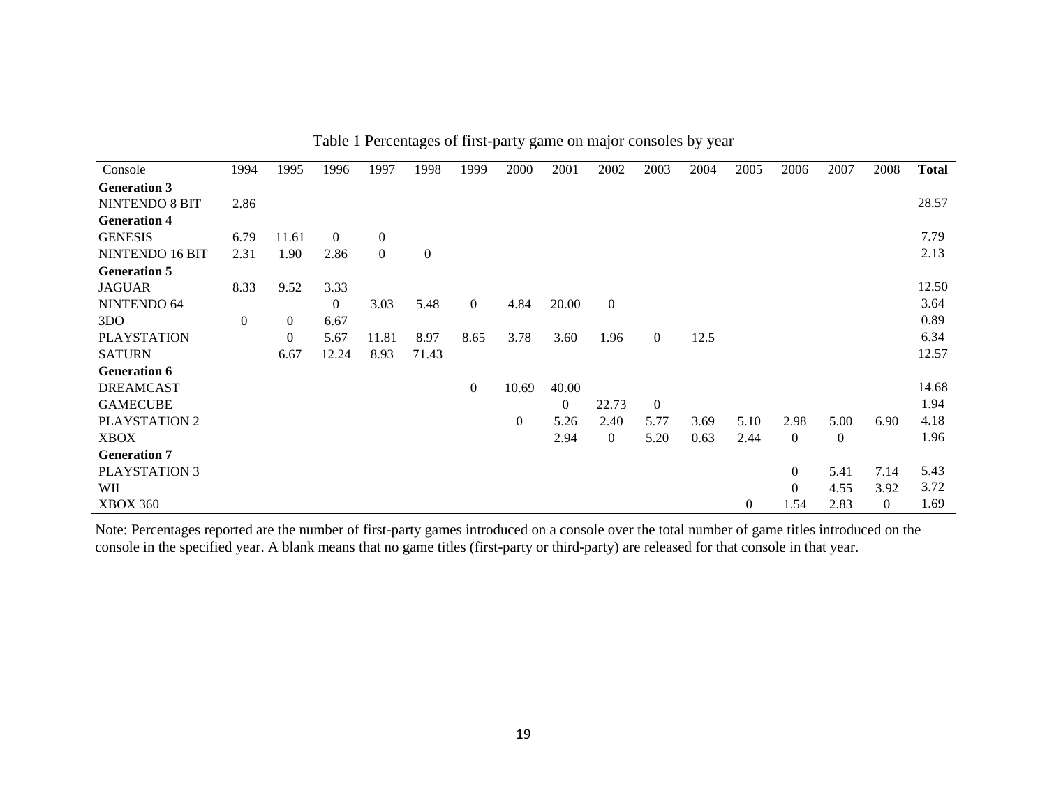Table 1 Percentages of first-party game on major consoles by year

| Console | 1994 | 1995 | 1996 | 1997 | 1998 | 1999 | 2000 | 2001 | 2002 | 2003 | 2004 | 2005 | 2006 | 2007 | 2008 | **Total** |
|---|---|---|---|---|---|---|---|---|---|---|---|---|---|---|---|---|
| **Generation 3** | | | | | | | | | | | | | | | | |
| NINTENDO 8 BIT | 2.86 | | | | | | | | | | | | | | | 28.57 |
| **Generation 4** | | | | | | | | | | | | | | | | |
| GENESIS | 6.79 | 11.61 | 0 | 0 | | | | | | | | | | | | 7.79 |
| NINTENDO 16 BIT | 2.31 | 1.90 | 2.86 | 0 | 0 | | | | | | | | | | | 2.13 |
| **Generation 5** | | | | | | | | | | | | | | | | |
| JAGUAR | 8.33 | 9.52 | 3.33 | | | | | | | | | | | | | 12.50 |
| NINTENDO 64 | | | 0 | 3.03 | 5.48 | 0 | 4.84 | 20.00 | 0 | | | | | | | 3.64 |
| 3DO | 0 | 0 | 6.67 | | | | | | | | | | | | | 0.89 |
| PLAYSTATION | | 0 | 5.67 | 11.81 | 8.97 | 8.65 | 3.78 | 3.60 | 1.96 | 0 | 12.5 | | | | | 6.34 |
| SATURN | | 6.67 | 12.24 | 8.93 | 71.43 | | | | | | | | | | | 12.57 |
| **Generation 6** | | | | | | | | | | | | | | | | |
| DREAMCAST | | | | | | 0 | 10.69 | 40.00 | | | | | | | | 14.68 |
| GAMECUBE | | | | | | | | 0 | 22.73 | 0 | | | | | | 1.94 |
| PLAYSTATION 2 | | | | | | | 0 | 5.26 | 2.40 | 5.77 | 3.69 | 5.10 | 2.98 | 5.00 | 6.90 | 4.18 |
| XBOX | | | | | | | | 2.94 | 0 | 5.20 | 0.63 | 2.44 | 0 | 0 | | 1.96 |
| **Generation 7** | | | | | | | | | | | | | | | | |
| PLAYSTATION 3 | | | | | | | | | | | | | 0 | 5.41 | 7.14 | 5.43 |
| WII | | | | | | | | | | | | | 0 | 4.55 | 3.92 | 3.72 |
| XBOX 360 | | | | | | | | | | | | 0 | 1.54 | 2.83 | 0 | 1.69 |

Note: Percentages reported are the number of first-party games introduced on a console over the total number of game titles introduced on the console in the specified year. A blank means that no game titles (first-party or third-party) are released for that console in that year.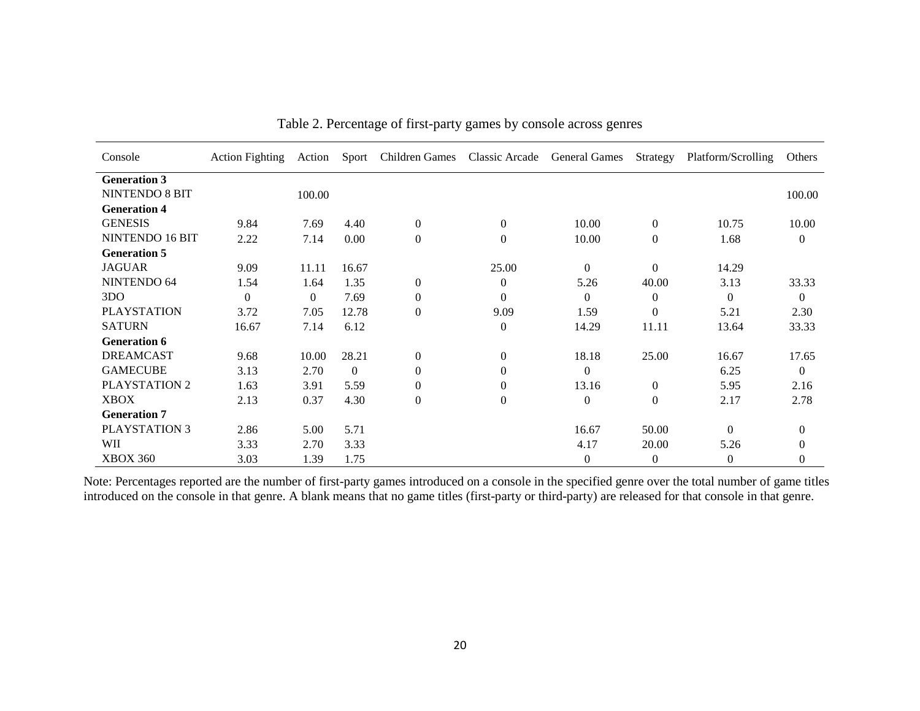Table 2. Percentage of first-party games by console across genres

| Console | Action Fighting | Action | Sport | Children Games | Classic Arcade | General Games | Strategy | Platform/Scrolling | Others |
|---|---|---|---|---|---|---|---|---|---|
| **Generation 3** | | | | | | | | | |
| NINTENDO 8 BIT | | 100.00 | | | | | | | 100.00 |
| **Generation 4** | | | | | | | | | |
| GENESIS | 9.84 | 7.69 | 4.40 | 0 | 0 | 10.00 | 0 | 10.75 | 10.00 |
| NINTENDO 16 BIT | 2.22 | 7.14 | 0.00 | 0 | 0 | 10.00 | 0 | 1.68 | 0 |
| **Generation 5** | | | | | | | | | |
| JAGUAR | 9.09 | 11.11 | 16.67 | | 25.00 | 0 | 0 | 14.29 | |
| NINTENDO 64 | 1.54 | 1.64 | 1.35 | 0 | 0 | 5.26 | 40.00 | 3.13 | 33.33 |
| 3DO | 0 | 0 | 7.69 | 0 | 0 | 0 | 0 | 0 | 0 |
| PLAYSTATION | 3.72 | 7.05 | 12.78 | 0 | 9.09 | 1.59 | 0 | 5.21 | 2.30 |
| SATURN | 16.67 | 7.14 | 6.12 | | 0 | 14.29 | 11.11 | 13.64 | 33.33 |
| **Generation 6** | | | | | | | | | |
| DREAMCAST | 9.68 | 10.00 | 28.21 | 0 | 0 | 18.18 | 25.00 | 16.67 | 17.65 |
| GAMECUBE | 3.13 | 2.70 | 0 | 0 | 0 | 0 | | 6.25 | 0 |
| PLAYSTATION 2 | 1.63 | 3.91 | 5.59 | 0 | 0 | 13.16 | 0 | 5.95 | 2.16 |
| XBOX | 2.13 | 0.37 | 4.30 | 0 | 0 | 0 | 0 | 2.17 | 2.78 |
| **Generation 7** | | | | | | | | | |
| PLAYSTATION 3 | 2.86 | 5.00 | 5.71 | | | 16.67 | 50.00 | 0 | 0 |
| WII | 3.33 | 2.70 | 3.33 | | | 4.17 | 20.00 | 5.26 | 0 |
| XBOX 360 | 3.03 | 1.39 | 1.75 | | | 0 | 0 | 0 | 0 |

Note: Percentages reported are the number of first-party games introduced on a console in the specified genre over the total number of game titles introduced on the console in that genre. A blank means that no game titles (first-party or third-party) are released for that console in that genre.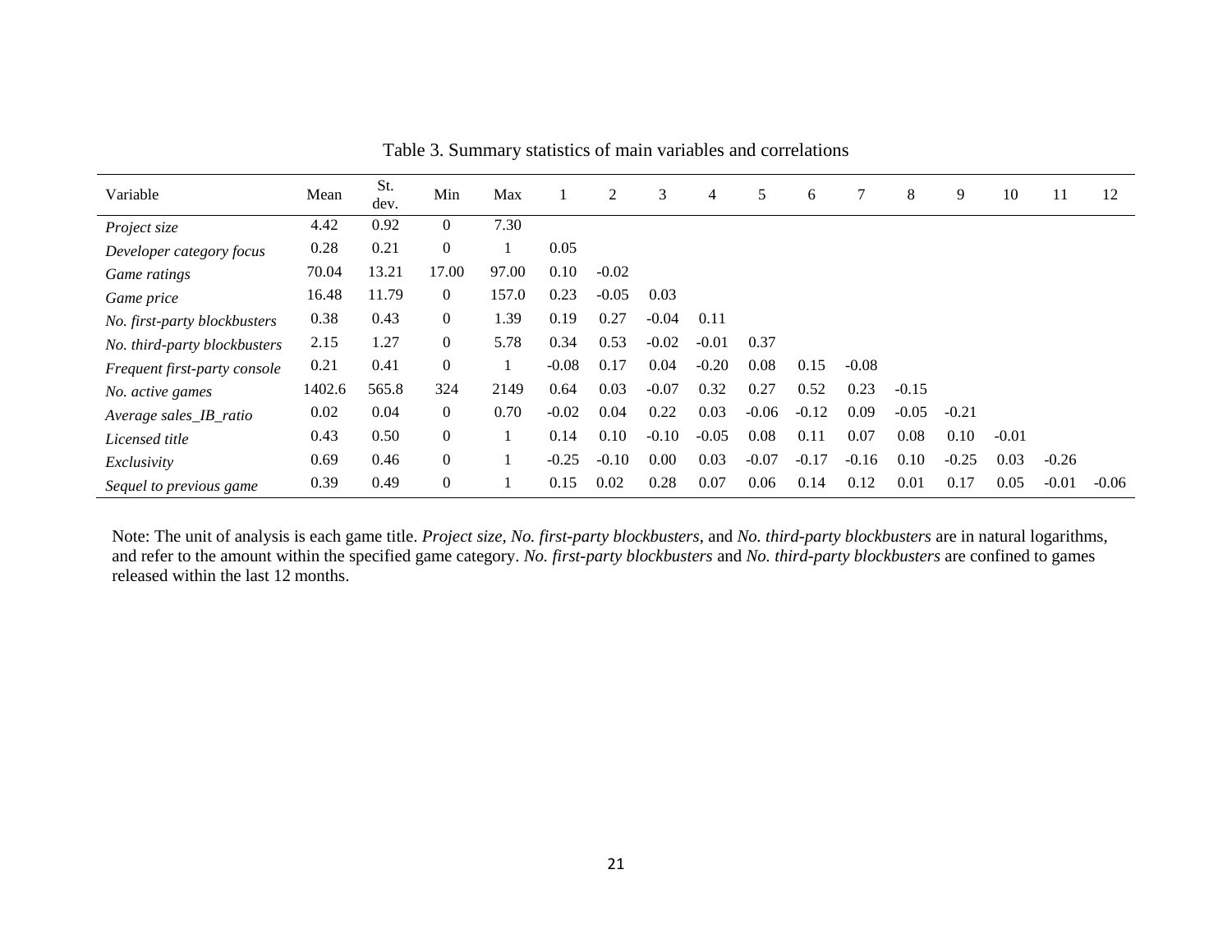Table 3. Summary statistics of main variables and correlations

| Variable | Mean | St. dev. | Min | Max | 1 | 2 | 3 | 4 | 5 | 6 | 7 | 8 | 9 | 10 | 11 | 12 |
|---|---|---|---|---|---|---|---|---|---|---|---|---|---|---|---|---|
| *Project size* | 4.42 | 0.92 | 0 | 7.30 | | | | | | | | | | | | |
| *Developer category focus* | 0.28 | 0.21 | 0 | 1 | 0.05 | | | | | | | | | | | |
| *Game ratings* | 70.04 | 13.21 | 17.00 | 97.00 | 0.10 | -0.02 | | | | | | | | | | |
| *Game price* | 16.48 | 11.79 | 0 | 157.0 | 0.23 | -0.05 | 0.03 | | | | | | | | | |
| *No. first-party blockbusters* | 0.38 | 0.43 | 0 | 1.39 | 0.19 | 0.27 | -0.04 | 0.11 | | | | | | | | |
| *No. third-party blockbusters* | 2.15 | 1.27 | 0 | 5.78 | 0.34 | 0.53 | -0.02 | -0.01 | 0.37 | | | | | | | |
| *Frequent first-party console* | 0.21 | 0.41 | 0 | 1 | -0.08 | 0.17 | 0.04 | -0.20 | 0.08 | 0.15 | -0.08 | | | | | |
| *No. active games* | 1402.6 | 565.8 | 324 | 2149 | 0.64 | 0.03 | -0.07 | 0.32 | 0.27 | 0.52 | 0.23 | -0.15 | | | | |
| *Average sales_IB_ratio* | 0.02 | 0.04 | 0 | 0.70 | -0.02 | 0.04 | 0.22 | 0.03 | -0.06 | -0.12 | 0.09 | -0.05 | -0.21 | | | |
| *Licensed title* | 0.43 | 0.50 | 0 | 1 | 0.14 | 0.10 | -0.10 | -0.05 | 0.08 | 0.11 | 0.07 | 0.08 | 0.10 | -0.01 | | |
| *Exclusivity* | 0.69 | 0.46 | 0 | 1 | -0.25 | -0.10 | 0.00 | 0.03 | -0.07 | -0.17 | -0.16 | 0.10 | -0.25 | 0.03 | -0.26 | |
| *Sequel to previous game* | 0.39 | 0.49 | 0 | 1 | 0.15 | 0.02 | 0.28 | 0.07 | 0.06 | 0.14 | 0.12 | 0.01 | 0.17 | 0.05 | -0.01 | -0.06 |

Note: The unit of analysis is each game title. *Project size*, *No. first-party blockbusters*, and *No. third-party blockbusters* are in natural logarithms, and refer to the amount within the specified game category. *No. first-party blockbusters* and *No. third-party blockbusters* are confined to games released within the last 12 months.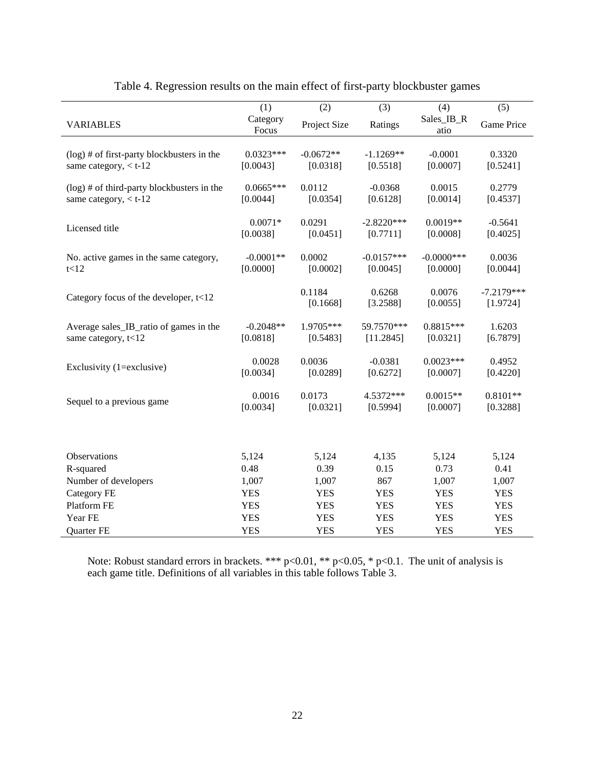Table 4. Regression results on the main effect of first-party blockbuster games

| VARIABLES | (1) Category Focus | (2) Project Size | (3) Ratings | (4) Sales_IB_Ratio | (5) Game Price |
|---|---|---|---|---|---|
| (log) # of first-party blockbusters in the same category, < t-12 | 0.0323*** | -0.0672** | -1.1269** | -0.0001 | 0.3320 |
| | [0.0043] | [0.0318] | [0.5518] | [0.0007] | [0.5241] |
| (log) # of third-party blockbusters in the same category, < t-12 | 0.0665*** | 0.0112 | -0.0368 | 0.0015 | 0.2779 |
| | [0.0044] | [0.0354] | [0.6128] | [0.0014] | [0.4537] |
| Licensed title | 0.0071* | 0.0291 | -2.8220*** | 0.0019** | -0.5641 |
| | [0.0038] | [0.0451] | [0.7711] | [0.0008] | [0.4025] |
| No. active games in the same category, t<12 | -0.0001** | 0.0002 | -0.0157*** | -0.0000*** | 0.0036 |
| | [0.0000] | [0.0002] | [0.0045] | [0.0000] | [0.0044] |
| Category focus of the developer, t<12 | | 0.1184 | 0.6268 | 0.0076 | -7.2179*** |
| | | [0.1668] | [3.2588] | [0.0055] | [1.9724] |
| Average sales_IB_ratio of games in the same category, t<12 | -0.2048** | 1.9705*** | 59.7570*** | 0.8815*** | 1.6203 |
| | [0.0818] | [0.5483] | [11.2845] | [0.0321] | [6.7879] |
| Exclusivity (1=exclusive) | 0.0028 | 0.0036 | -0.0381 | 0.0023*** | 0.4952 |
| | [0.0034] | [0.0289] | [0.6272] | [0.0007] | [0.4220] |
| Sequel to a previous game | 0.0016 | 0.0173 | 4.5372*** | 0.0015** | 0.8101** |
| | [0.0034] | [0.0321] | [0.5994] | [0.0007] | [0.3288] |
| Observations | 5,124 | 5,124 | 4,135 | 5,124 | 5,124 |
| R-squared | 0.48 | 0.39 | 0.15 | 0.73 | 0.41 |
| Number of developers | 1,007 | 1,007 | 867 | 1,007 | 1,007 |
| Category FE | YES | YES | YES | YES | YES |
| Platform FE | YES | YES | YES | YES | YES |
| Year FE | YES | YES | YES | YES | YES |
| Quarter FE | YES | YES | YES | YES | YES |

Note: Robust standard errors in brackets. *** p<0.01, ** p<0.05, * p<0.1. The unit of analysis is each game title. Definitions of all variables in this table follows Table 3.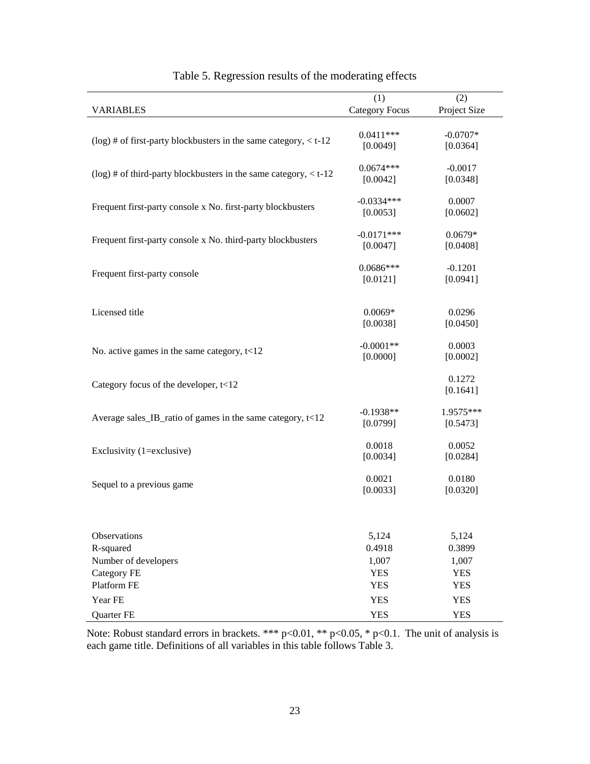Table 5. Regression results of the moderating effects

| VARIABLES | (1) Category Focus | (2) Project Size |
|---|---|---|
| (log) # of first-party blockbusters in the same category, < t-12 | 0.0411*** | -0.0707* |
| | [0.0049] | [0.0364] |
| (log) # of third-party blockbusters in the same category, < t-12 | 0.0674*** | -0.0017 |
| | [0.0042] | [0.0348] |
| Frequent first-party console x No. first-party blockbusters | -0.0334*** | 0.0007 |
| | [0.0053] | [0.0602] |
| Frequent first-party console x No. third-party blockbusters | -0.0171*** | 0.0679* |
| | [0.0047] | [0.0408] |
| Frequent first-party console | 0.0686*** | -0.1201 |
| | [0.0121] | [0.0941] |
| Licensed title | 0.0069* | 0.0296 |
| | [0.0038] | [0.0450] |
| No. active games in the same category, t<12 | -0.0001** | 0.0003 |
| | [0.0000] | [0.0002] |
| Category focus of the developer, t<12 | | 0.1272 |
| | | [0.1641] |
| Average sales_IB_ratio of games in the same category, t<12 | -0.1938** | 1.9575*** |
| | [0.0799] | [0.5473] |
| Exclusivity (1=exclusive) | 0.0018 | 0.0052 |
| | [0.0034] | [0.0284] |
| Sequel to a previous game | 0.0021 | 0.0180 |
| | [0.0033] | [0.0320] |
| Observations | 5,124 | 5,124 |
| R-squared | 0.4918 | 0.3899 |
| Number of developers | 1,007 | 1,007 |
| Category FE | YES | YES |
| Platform FE | YES | YES |
| Year FE | YES | YES |
| Quarter FE | YES | YES |

Note: Robust standard errors in brackets. *** $p<0.01$, ** $p<0.05$, * $p<0.1$. The unit of analysis is each game title. Definitions of all variables in this table follows Table 3.